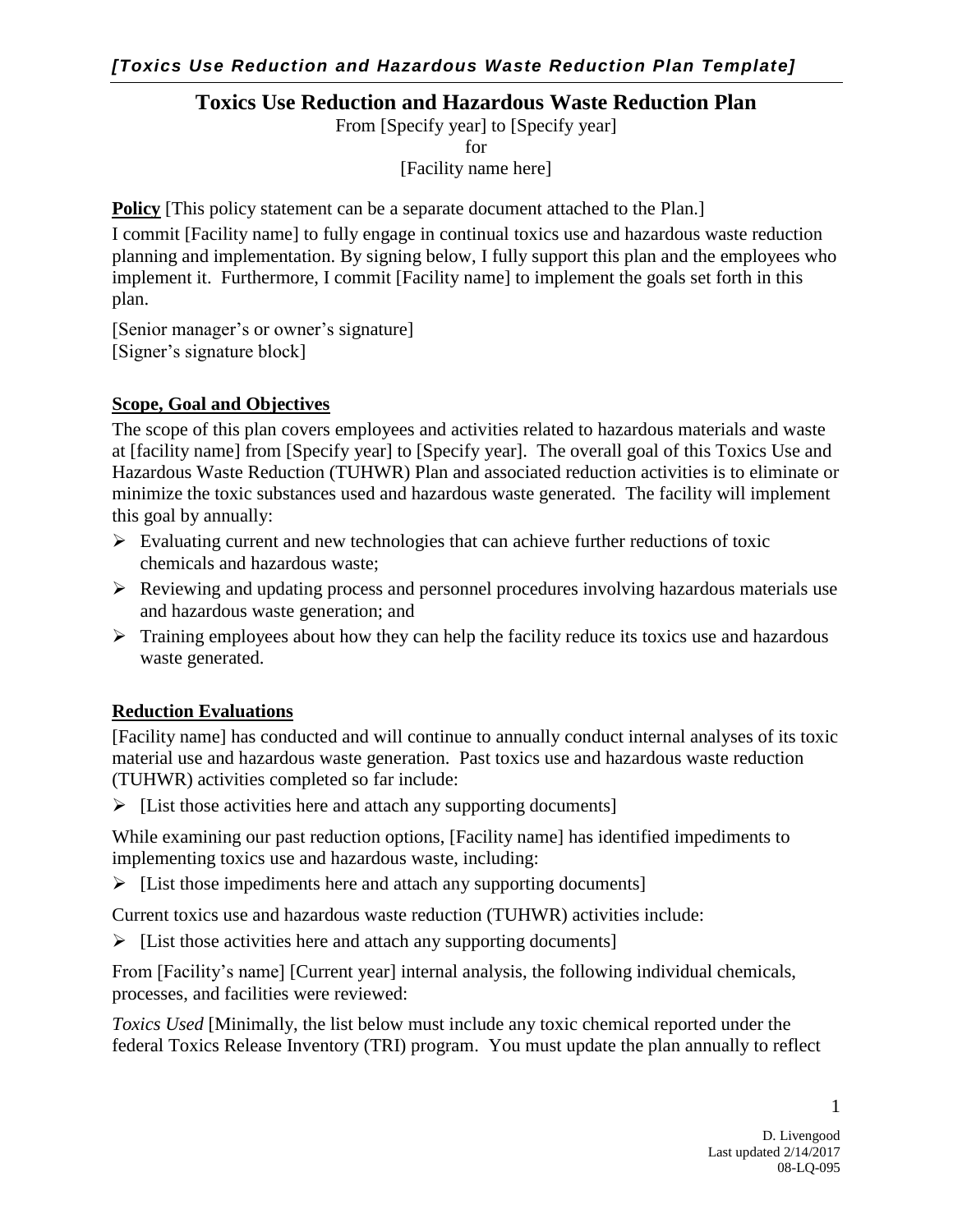*[Toxics Use Reduction and Hazardous Waste Reduction Plan Template]*

# Toxics Use Reduction and Hazardous Waste Reduction Plan

From [Specify year] to [Specify year]
for
[Facility name here]

**Policy** [This policy statement can be a separate document attached to the Plan.]

I commit [Facility name] to fully engage in continual toxics use and hazardous waste reduction planning and implementation. By signing below, I fully support this plan and the employees who implement it. Furthermore, I commit [Facility name] to implement the goals set forth in this plan.

[Senior manager's or owner's signature]
[Signer's signature block]

## Scope, Goal and Objectives

The scope of this plan covers employees and activities related to hazardous materials and waste at [facility name] from [Specify year] to [Specify year]. The overall goal of this Toxics Use and Hazardous Waste Reduction (TUHWR) Plan and associated reduction activities is to eliminate or minimize the toxic substances used and hazardous waste generated. The facility will implement this goal by annually:

- Evaluating current and new technologies that can achieve further reductions of toxic chemicals and hazardous waste;
- Reviewing and updating process and personnel procedures involving hazardous materials use and hazardous waste generation; and
- Training employees about how they can help the facility reduce its toxics use and hazardous waste generated.

## Reduction Evaluations

[Facility name] has conducted and will continue to annually conduct internal analyses of its toxic material use and hazardous waste generation. Past toxics use and hazardous waste reduction (TUHWR) activities completed so far include:

- [List those activities here and attach any supporting documents]

While examining our past reduction options, [Facility name] has identified impediments to implementing toxics use and hazardous waste, including:

- [List those impediments here and attach any supporting documents]

Current toxics use and hazardous waste reduction (TUHWR) activities include:

- [List those activities here and attach any supporting documents]

From [Facility's name] [Current year] internal analysis, the following individual chemicals, processes, and facilities were reviewed:

*Toxics Used* [Minimally, the list below must include any toxic chemical reported under the federal Toxics Release Inventory (TRI) program. You must update the plan annually to reflect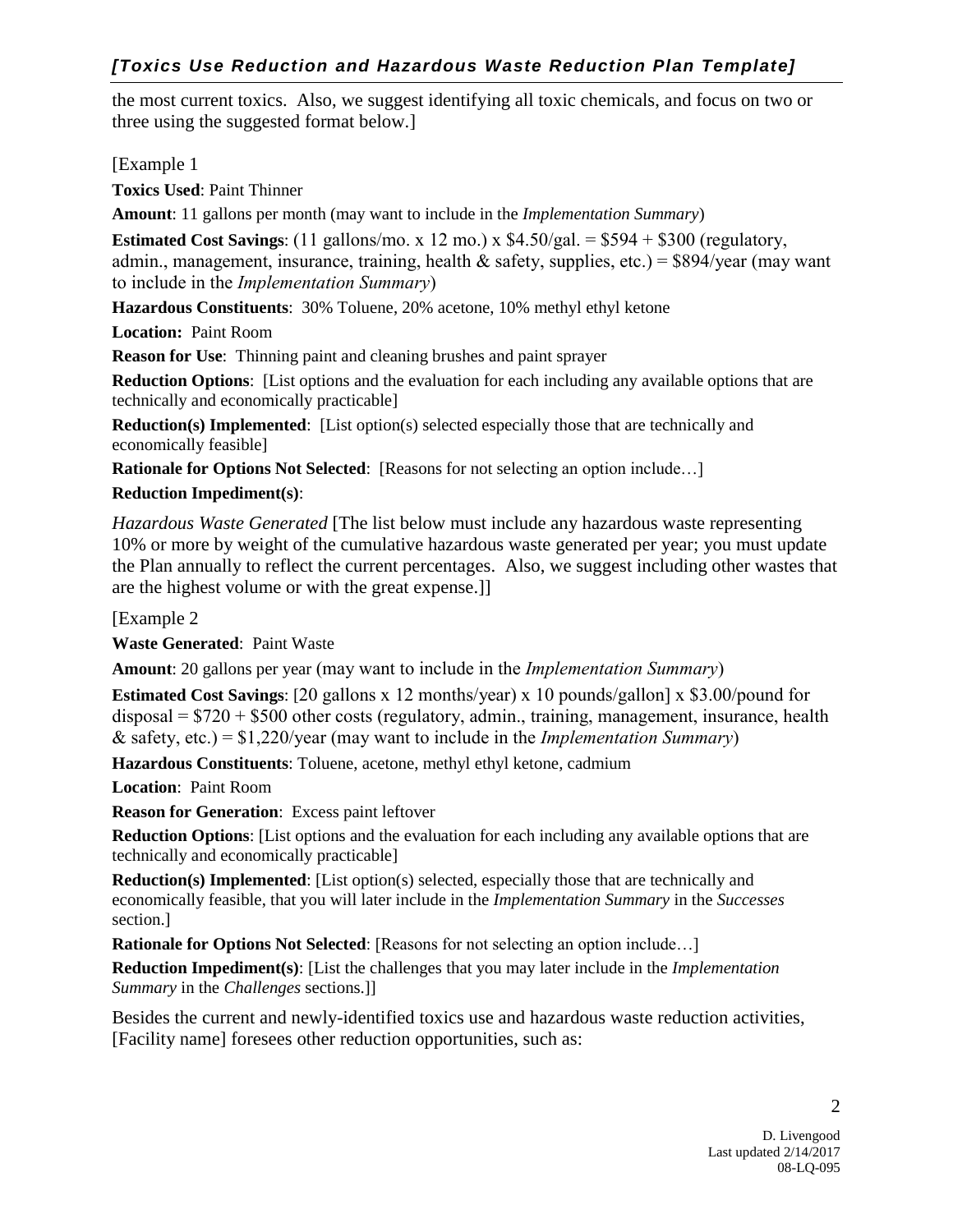the most current toxics. Also, we suggest identifying all toxic chemicals, and focus on two or three using the suggested format below.]

[Example 1

**Toxics Used**: Paint Thinner

**Amount**: 11 gallons per month (may want to include in the *Implementation Summary*)

**Estimated Cost Savings**: (11 gallons/mo. x 12 mo.) x $4.50/gal. = $594 + $300 (regulatory, admin., management, insurance, training, health & safety, supplies, etc.) = $894/year (may want to include in the *Implementation Summary*)

**Hazardous Constituents**: 30% Toluene, 20% acetone, 10% methyl ethyl ketone

**Location:** Paint Room

**Reason for Use**: Thinning paint and cleaning brushes and paint sprayer

**Reduction Options**: [List options and the evaluation for each including any available options that are technically and economically practicable]

**Reduction(s) Implemented**: [List option(s) selected especially those that are technically and economically feasible]

**Rationale for Options Not Selected**: [Reasons for not selecting an option include…]

**Reduction Impediment(s)**:

*Hazardous Waste Generated* [The list below must include any hazardous waste representing 10% or more by weight of the cumulative hazardous waste generated per year; you must update the Plan annually to reflect the current percentages. Also, we suggest including other wastes that are the highest volume or with the great expense.]]

[Example 2

**Waste Generated**: Paint Waste

**Amount**: 20 gallons per year (may want to include in the *Implementation Summary*)

**Estimated Cost Savings**: [20 gallons x 12 months/year) x 10 pounds/gallon] x $3.00/pound for disposal = $720 + $500 other costs (regulatory, admin., training, management, insurance, health & safety, etc.) = $1,220/year (may want to include in the *Implementation Summary*)

**Hazardous Constituents**: Toluene, acetone, methyl ethyl ketone, cadmium

**Location**: Paint Room

**Reason for Generation**: Excess paint leftover

**Reduction Options**: [List options and the evaluation for each including any available options that are technically and economically practicable]

**Reduction(s) Implemented**: [List option(s) selected, especially those that are technically and economically feasible, that you will later include in the *Implementation Summary* in the *Successes* section.]

**Rationale for Options Not Selected**: [Reasons for not selecting an option include…]

**Reduction Impediment(s)**: [List the challenges that you may later include in the *Implementation Summary* in the *Challenges* sections.]]

Besides the current and newly-identified toxics use and hazardous waste reduction activities, [Facility name] foresees other reduction opportunities, such as: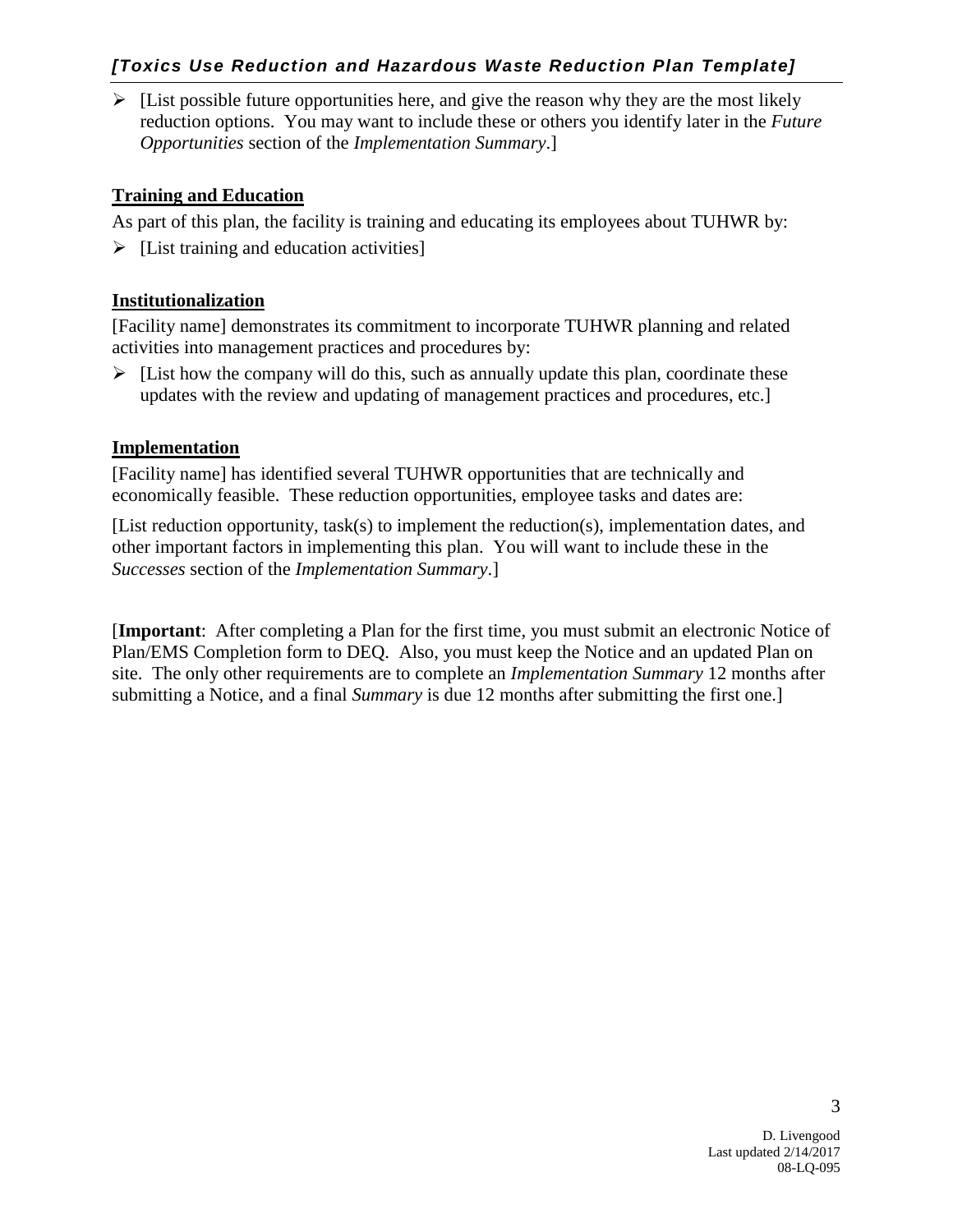- [List possible future opportunities here, and give the reason why they are the most likely reduction options. You may want to include these or others you identify later in the *Future Opportunities* section of the *Implementation Summary*.]

## Training and Education

As part of this plan, the facility is training and educating its employees about TUHWR by:

- [List training and education activities]

## Institutionalization

[Facility name] demonstrates its commitment to incorporate TUHWR planning and related activities into management practices and procedures by:

- [List how the company will do this, such as annually update this plan, coordinate these updates with the review and updating of management practices and procedures, etc.]

## Implementation

[Facility name] has identified several TUHWR opportunities that are technically and economically feasible. These reduction opportunities, employee tasks and dates are:

[List reduction opportunity, task(s) to implement the reduction(s), implementation dates, and other important factors in implementing this plan. You will want to include these in the *Successes* section of the *Implementation Summary*.]

[**Important**: After completing a Plan for the first time, you must submit an electronic Notice of Plan/EMS Completion form to DEQ. Also, you must keep the Notice and an updated Plan on site. The only other requirements are to complete an *Implementation Summary* 12 months after submitting a Notice, and a final *Summary* is due 12 months after submitting the first one.]

D. Livengood
Last updated 2/14/2017
08-LQ-095